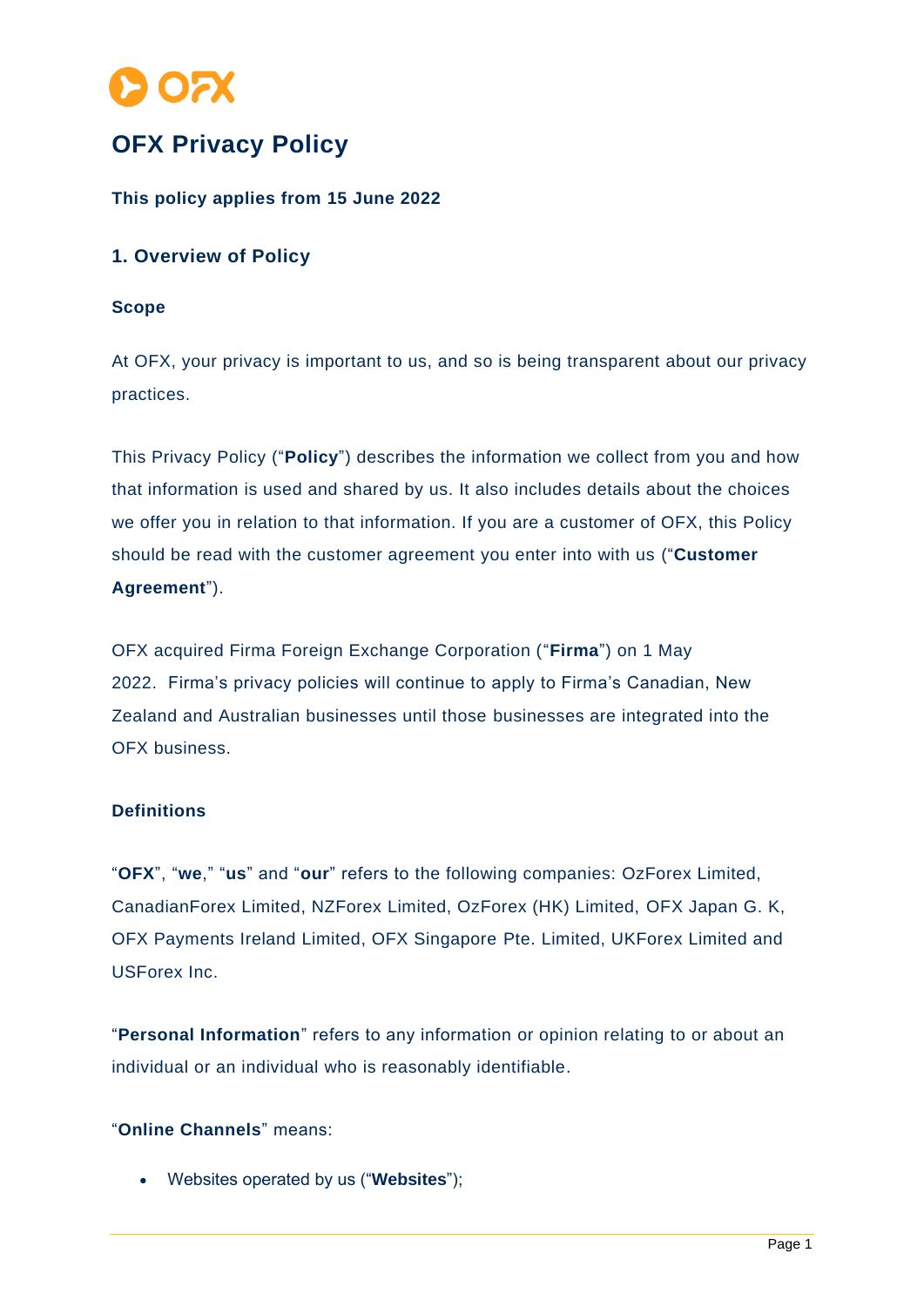# OFX Privacy Policy

**This policy applies from 15 June 2022**

## 1. Overview of Policy

### Scope

At OFX, your privacy is important to us, and so is being transparent about our privacy practices.

This Privacy Policy ("**Policy**") describes the information we collect from you and how that information is used and shared by us. It also includes details about the choices we offer you in relation to that information. If you are a customer of OFX, this Policy should be read with the customer agreement you enter into with us ("**Customer Agreement**").

OFX acquired Firma Foreign Exchange Corporation ("**Firma**") on 1 May 2022. Firma's privacy policies will continue to apply to Firma's Canadian, New Zealand and Australian businesses until those businesses are integrated into the OFX business.

### Definitions

"**OFX**", "**we**," "**us**" and "**our**" refers to the following companies: OzForex Limited, CanadianForex Limited, NZForex Limited, OzForex (HK) Limited, OFX Japan G. K, OFX Payments Ireland Limited, OFX Singapore Pte. Limited, UKForex Limited and USForex Inc.

"**Personal Information**" refers to any information or opinion relating to or about an individual or an individual who is reasonably identifiable.

"**Online Channels**" means:

- Websites operated by us ("**Websites**");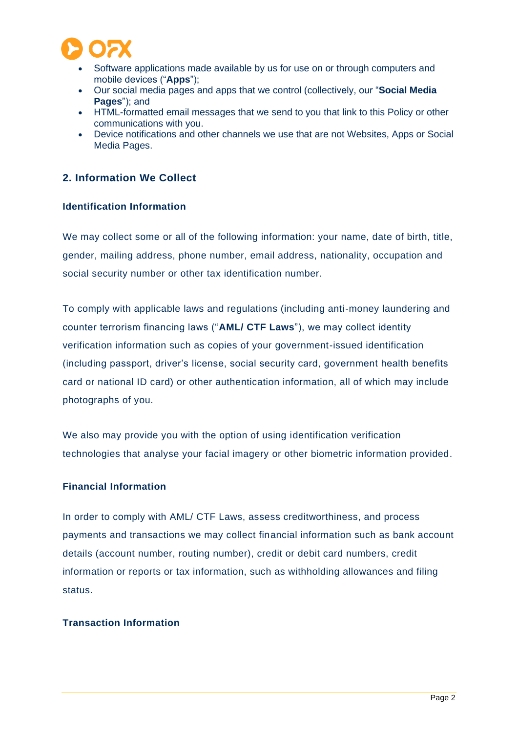- Software applications made available by us for use on or through computers and mobile devices ("**Apps**");
- Our social media pages and apps that we control (collectively, our "**Social Media Pages**"); and
- HTML-formatted email messages that we send to you that link to this Policy or other communications with you.
- Device notifications and other channels we use that are not Websites, Apps or Social Media Pages.

## 2. Information We Collect

### Identification Information

We may collect some or all of the following information: your name, date of birth, title, gender, mailing address, phone number, email address, nationality, occupation and social security number or other tax identification number.

To comply with applicable laws and regulations (including anti-money laundering and counter terrorism financing laws ("**AML/ CTF Laws**"), we may collect identity verification information such as copies of your government-issued identification (including passport, driver's license, social security card, government health benefits card or national ID card) or other authentication information, all of which may include photographs of you.

We also may provide you with the option of using identification verification technologies that analyse your facial imagery or other biometric information provided.

### Financial Information

In order to comply with AML/ CTF Laws, assess creditworthiness, and process payments and transactions we may collect financial information such as bank account details (account number, routing number), credit or debit card numbers, credit information or reports or tax information, such as withholding allowances and filing status.

### Transaction Information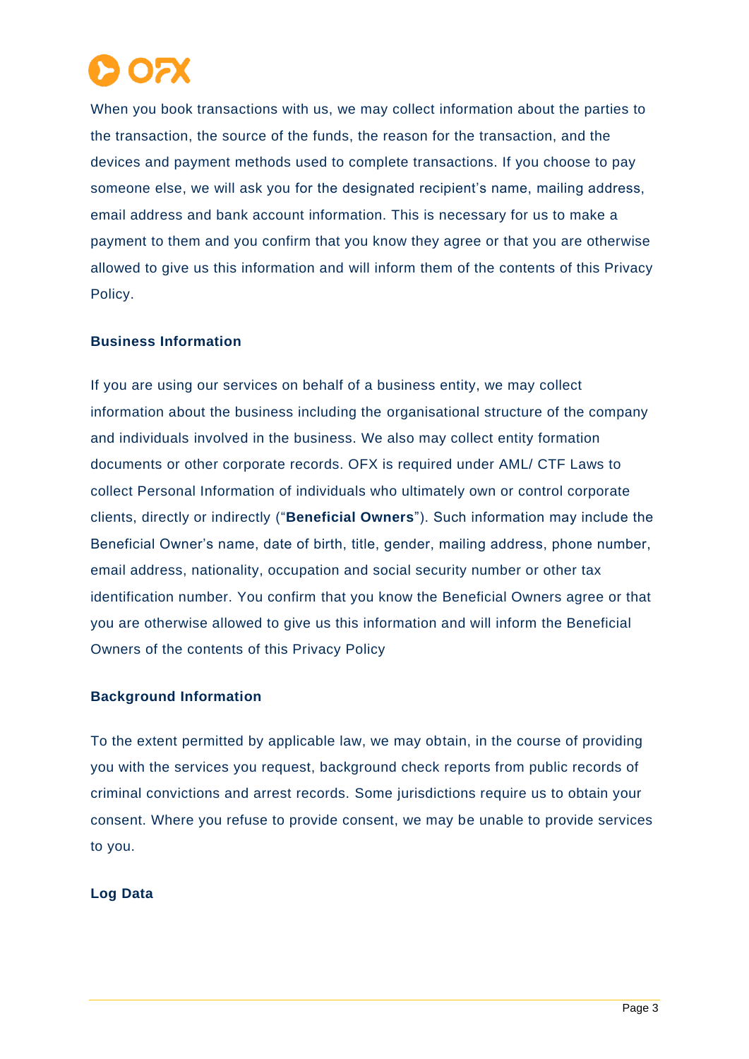When you book transactions with us, we may collect information about the parties to the transaction, the source of the funds, the reason for the transaction, and the devices and payment methods used to complete transactions. If you choose to pay someone else, we will ask you for the designated recipient's name, mailing address, email address and bank account information. This is necessary for us to make a payment to them and you confirm that you know they agree or that you are otherwise allowed to give us this information and will inform them of the contents of this Privacy Policy.

### Business Information

If you are using our services on behalf of a business entity, we may collect information about the business including the organisational structure of the company and individuals involved in the business. We also may collect entity formation documents or other corporate records. OFX is required under AML/ CTF Laws to collect Personal Information of individuals who ultimately own or control corporate clients, directly or indirectly ("**Beneficial Owners**"). Such information may include the Beneficial Owner's name, date of birth, title, gender, mailing address, phone number, email address, nationality, occupation and social security number or other tax identification number. You confirm that you know the Beneficial Owners agree or that you are otherwise allowed to give us this information and will inform the Beneficial Owners of the contents of this Privacy Policy

### Background Information

To the extent permitted by applicable law, we may obtain, in the course of providing you with the services you request, background check reports from public records of criminal convictions and arrest records. Some jurisdictions require us to obtain your consent. Where you refuse to provide consent, we may be unable to provide services to you.

### Log Data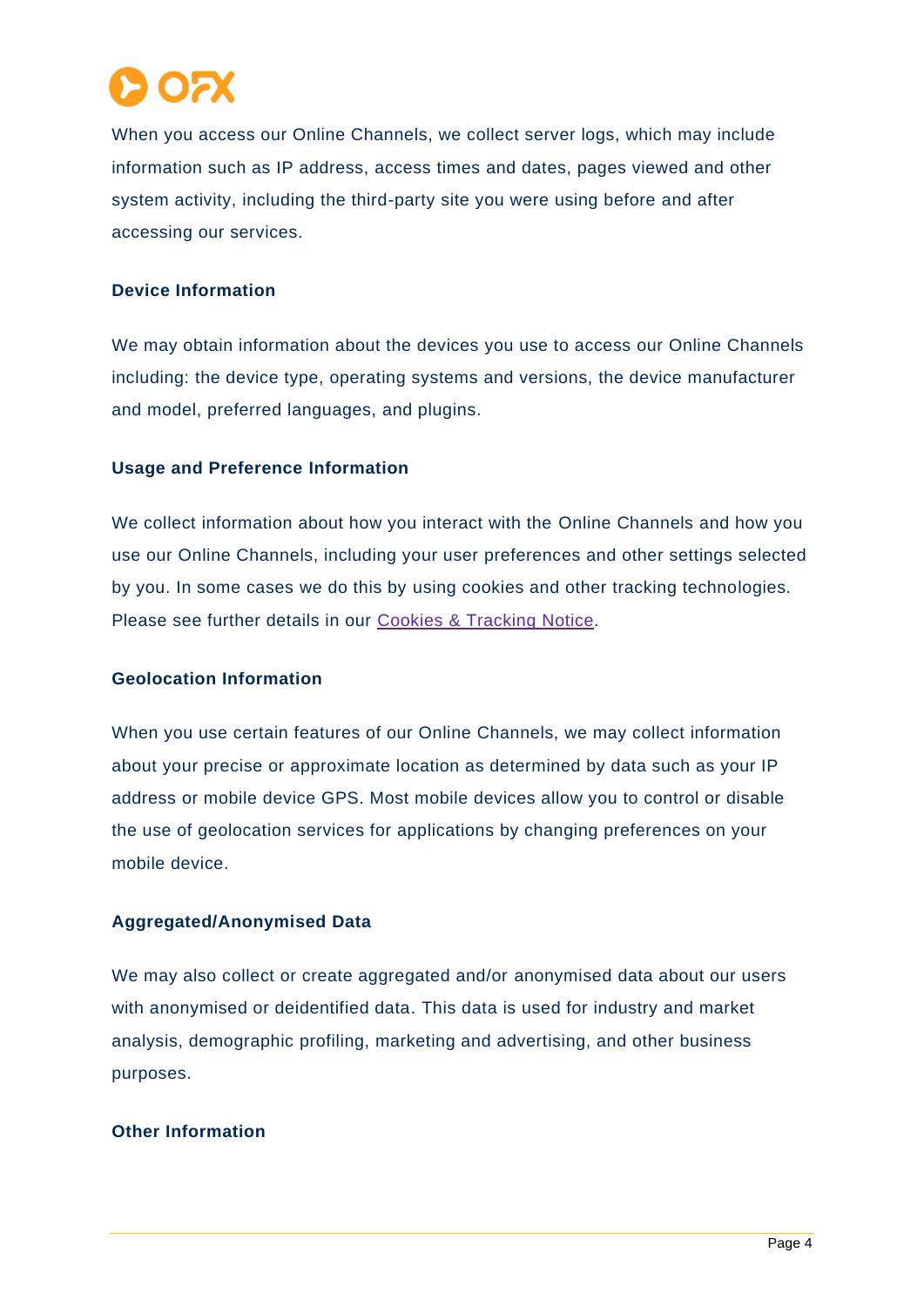When you access our Online Channels, we collect server logs, which may include information such as IP address, access times and dates, pages viewed and other system activity, including the third-party site you were using before and after accessing our services.

### Device Information

We may obtain information about the devices you use to access our Online Channels including: the device type, operating systems and versions, the device manufacturer and model, preferred languages, and plugins.

### Usage and Preference Information

We collect information about how you interact with the Online Channels and how you use our Online Channels, including your user preferences and other settings selected by you. In some cases we do this by using cookies and other tracking technologies. Please see further details in our Cookies & Tracking Notice.

### Geolocation Information

When you use certain features of our Online Channels, we may collect information about your precise or approximate location as determined by data such as your IP address or mobile device GPS. Most mobile devices allow you to control or disable the use of geolocation services for applications by changing preferences on your mobile device.

### Aggregated/Anonymised Data

We may also collect or create aggregated and/or anonymised data about our users with anonymised or deidentified data. This data is used for industry and market analysis, demographic profiling, marketing and advertising, and other business purposes.

### Other Information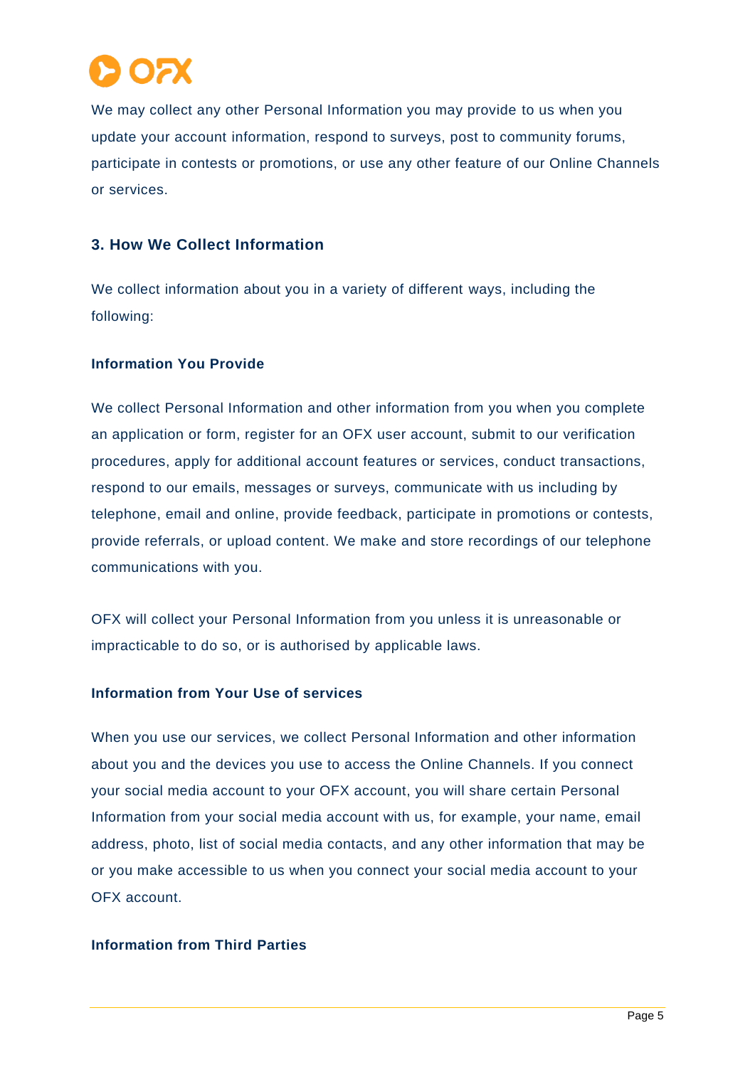We may collect any other Personal Information you may provide to us when you update your account information, respond to surveys, post to community forums, participate in contests or promotions, or use any other feature of our Online Channels or services.

## 3. How We Collect Information

We collect information about you in a variety of different ways, including the following:

### Information You Provide

We collect Personal Information and other information from you when you complete an application or form, register for an OFX user account, submit to our verification procedures, apply for additional account features or services, conduct transactions, respond to our emails, messages or surveys, communicate with us including by telephone, email and online, provide feedback, participate in promotions or contests, provide referrals, or upload content. We make and store recordings of our telephone communications with you.

OFX will collect your Personal Information from you unless it is unreasonable or impracticable to do so, or is authorised by applicable laws.

### Information from Your Use of services

When you use our services, we collect Personal Information and other information about you and the devices you use to access the Online Channels. If you connect your social media account to your OFX account, you will share certain Personal Information from your social media account with us, for example, your name, email address, photo, list of social media contacts, and any other information that may be or you make accessible to us when you connect your social media account to your OFX account.

### Information from Third Parties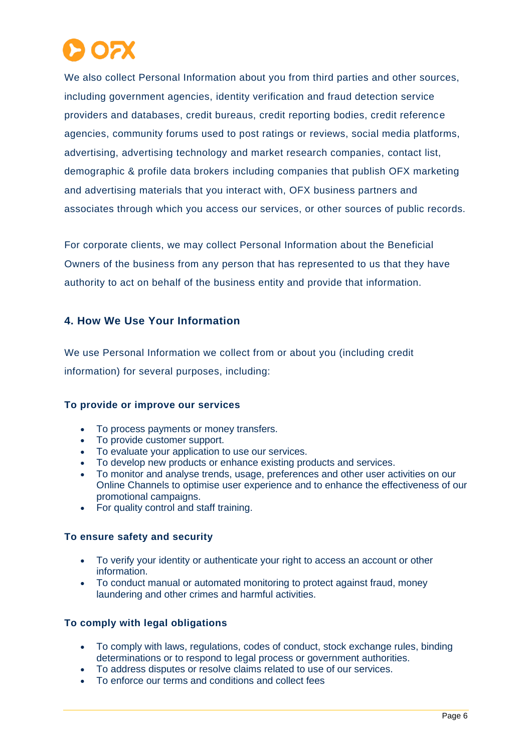We also collect Personal Information about you from third parties and other sources, including government agencies, identity verification and fraud detection service providers and databases, credit bureaus, credit reporting bodies, credit reference agencies, community forums used to post ratings or reviews, social media platforms, advertising, advertising technology and market research companies, contact list, demographic & profile data brokers including companies that publish OFX marketing and advertising materials that you interact with, OFX business partners and associates through which you access our services, or other sources of public records.

For corporate clients, we may collect Personal Information about the Beneficial Owners of the business from any person that has represented to us that they have authority to act on behalf of the business entity and provide that information.

## 4. How We Use Your Information

We use Personal Information we collect from or about you (including credit information) for several purposes, including:

**To provide or improve our services**

- To process payments or money transfers.
- To provide customer support.
- To evaluate your application to use our services.
- To develop new products or enhance existing products and services.
- To monitor and analyse trends, usage, preferences and other user activities on our Online Channels to optimise user experience and to enhance the effectiveness of our promotional campaigns.
- For quality control and staff training.

**To ensure safety and security**

- To verify your identity or authenticate your right to access an account or other information.
- To conduct manual or automated monitoring to protect against fraud, money laundering and other crimes and harmful activities.

**To comply with legal obligations**

- To comply with laws, regulations, codes of conduct, stock exchange rules, binding determinations or to respond to legal process or government authorities.
- To address disputes or resolve claims related to use of our services.
- To enforce our terms and conditions and collect fees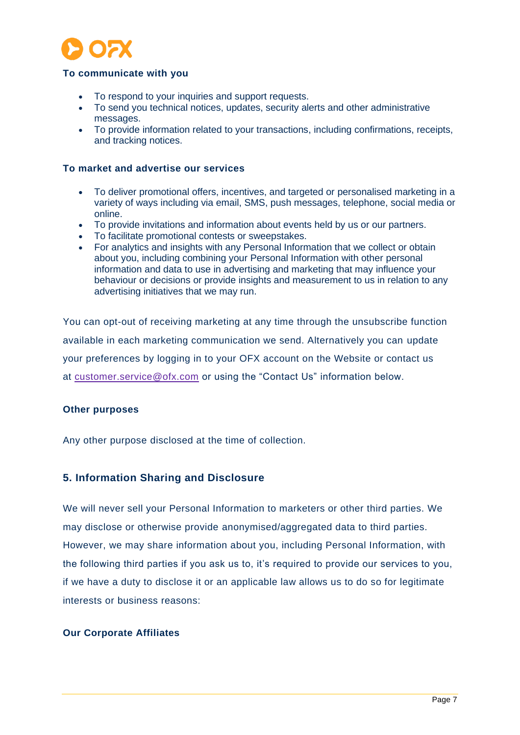**To communicate with you**

- To respond to your inquiries and support requests.
- To send you technical notices, updates, security alerts and other administrative messages.
- To provide information related to your transactions, including confirmations, receipts, and tracking notices.

**To market and advertise our services**

- To deliver promotional offers, incentives, and targeted or personalised marketing in a variety of ways including via email, SMS, push messages, telephone, social media or online.
- To provide invitations and information about events held by us or our partners.
- To facilitate promotional contests or sweepstakes.
- For analytics and insights with any Personal Information that we collect or obtain about you, including combining your Personal Information with other personal information and data to use in advertising and marketing that may influence your behaviour or decisions or provide insights and measurement to us in relation to any advertising initiatives that we may run.

You can opt-out of receiving marketing at any time through the unsubscribe function available in each marketing communication we send. Alternatively you can update your preferences by logging in to your OFX account on the Website or contact us at customer.service@ofx.com or using the "Contact Us" information below.

**Other purposes**

Any other purpose disclosed at the time of collection.

## 5. Information Sharing and Disclosure

We will never sell your Personal Information to marketers or other third parties. We may disclose or otherwise provide anonymised/aggregated data to third parties. However, we may share information about you, including Personal Information, with the following third parties if you ask us to, it's required to provide our services to you, if we have a duty to disclose it or an applicable law allows us to do so for legitimate interests or business reasons:

**Our Corporate Affiliates**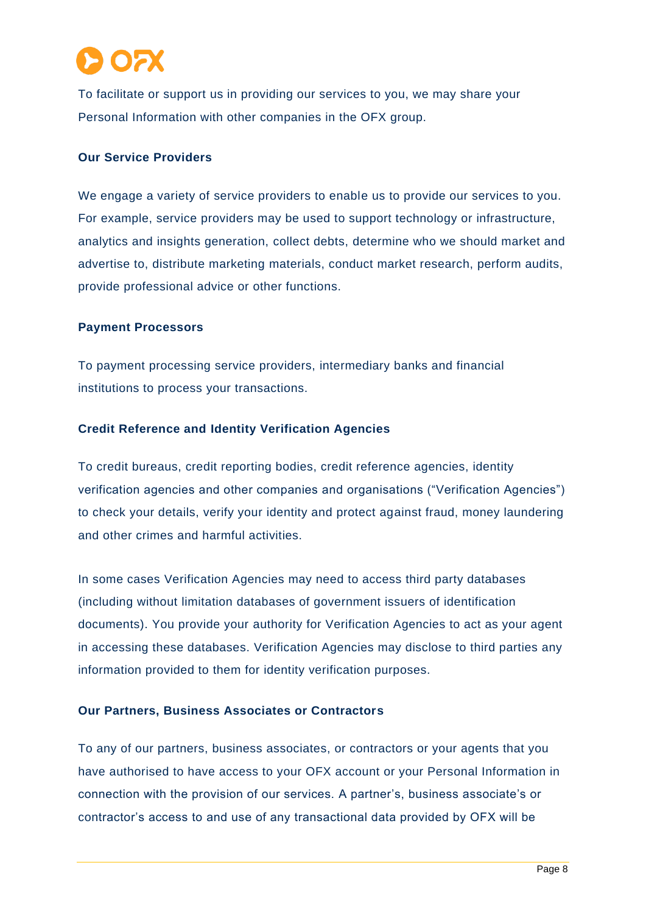To facilitate or support us in providing our services to you, we may share your Personal Information with other companies in the OFX group.

**Our Service Providers**

We engage a variety of service providers to enable us to provide our services to you. For example, service providers may be used to support technology or infrastructure, analytics and insights generation, collect debts, determine who we should market and advertise to, distribute marketing materials, conduct market research, perform audits, provide professional advice or other functions.

**Payment Processors**

To payment processing service providers, intermediary banks and financial institutions to process your transactions.

**Credit Reference and Identity Verification Agencies**

To credit bureaus, credit reporting bodies, credit reference agencies, identity verification agencies and other companies and organisations ("Verification Agencies") to check your details, verify your identity and protect against fraud, money laundering and other crimes and harmful activities.

In some cases Verification Agencies may need to access third party databases (including without limitation databases of government issuers of identification documents). You provide your authority for Verification Agencies to act as your agent in accessing these databases. Verification Agencies may disclose to third parties any information provided to them for identity verification purposes.

**Our Partners, Business Associates or Contractors**

To any of our partners, business associates, or contractors or your agents that you have authorised to have access to your OFX account or your Personal Information in connection with the provision of our services. A partner's, business associate's or contractor's access to and use of any transactional data provided by OFX will be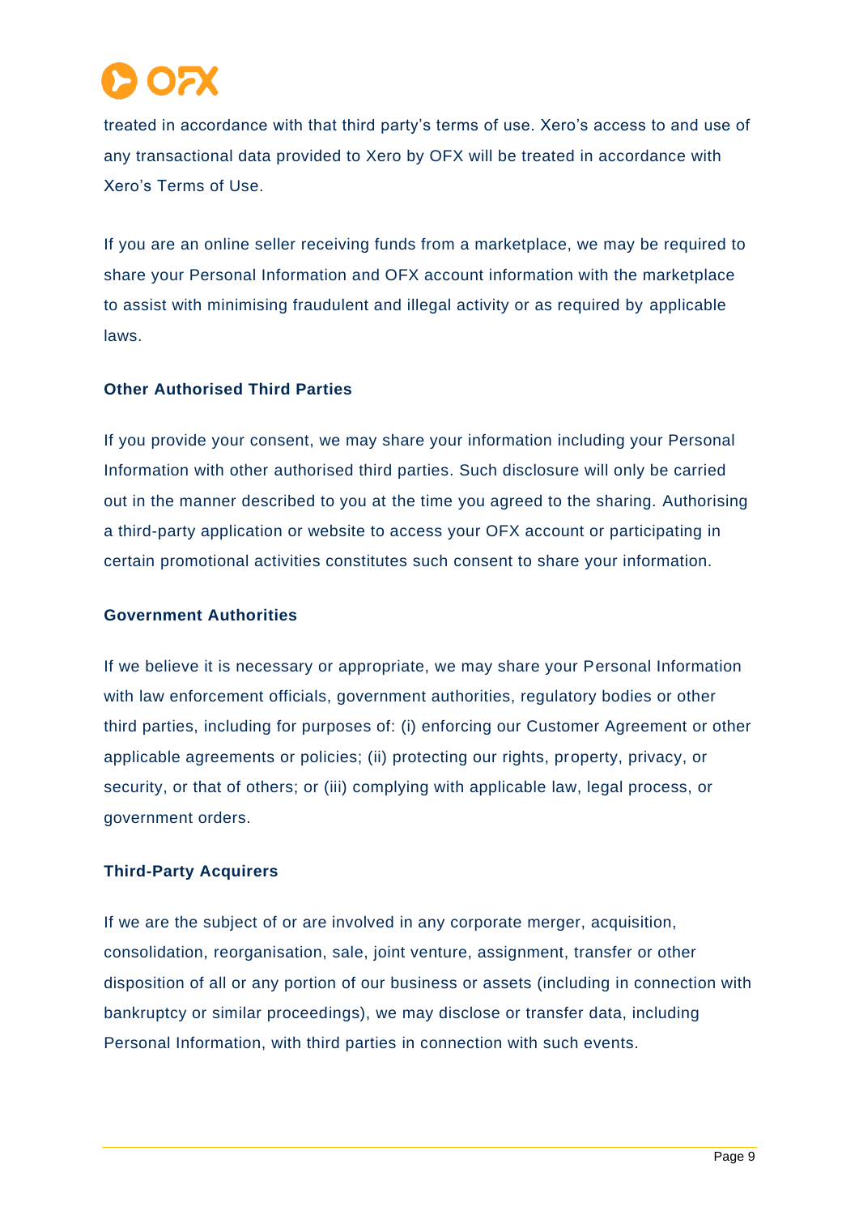treated in accordance with that third party's terms of use. Xero's access to and use of any transactional data provided to Xero by OFX will be treated in accordance with Xero's Terms of Use.

If you are an online seller receiving funds from a marketplace, we may be required to share your Personal Information and OFX account information with the marketplace to assist with minimising fraudulent and illegal activity or as required by applicable laws.

**Other Authorised Third Parties**

If you provide your consent, we may share your information including your Personal Information with other authorised third parties. Such disclosure will only be carried out in the manner described to you at the time you agreed to the sharing. Authorising a third-party application or website to access your OFX account or participating in certain promotional activities constitutes such consent to share your information.

**Government Authorities**

If we believe it is necessary or appropriate, we may share your Personal Information with law enforcement officials, government authorities, regulatory bodies or other third parties, including for purposes of: (i) enforcing our Customer Agreement or other applicable agreements or policies; (ii) protecting our rights, property, privacy, or security, or that of others; or (iii) complying with applicable law, legal process, or government orders.

**Third-Party Acquirers**

If we are the subject of or are involved in any corporate merger, acquisition, consolidation, reorganisation, sale, joint venture, assignment, transfer or other disposition of all or any portion of our business or assets (including in connection with bankruptcy or similar proceedings), we may disclose or transfer data, including Personal Information, with third parties in connection with such events.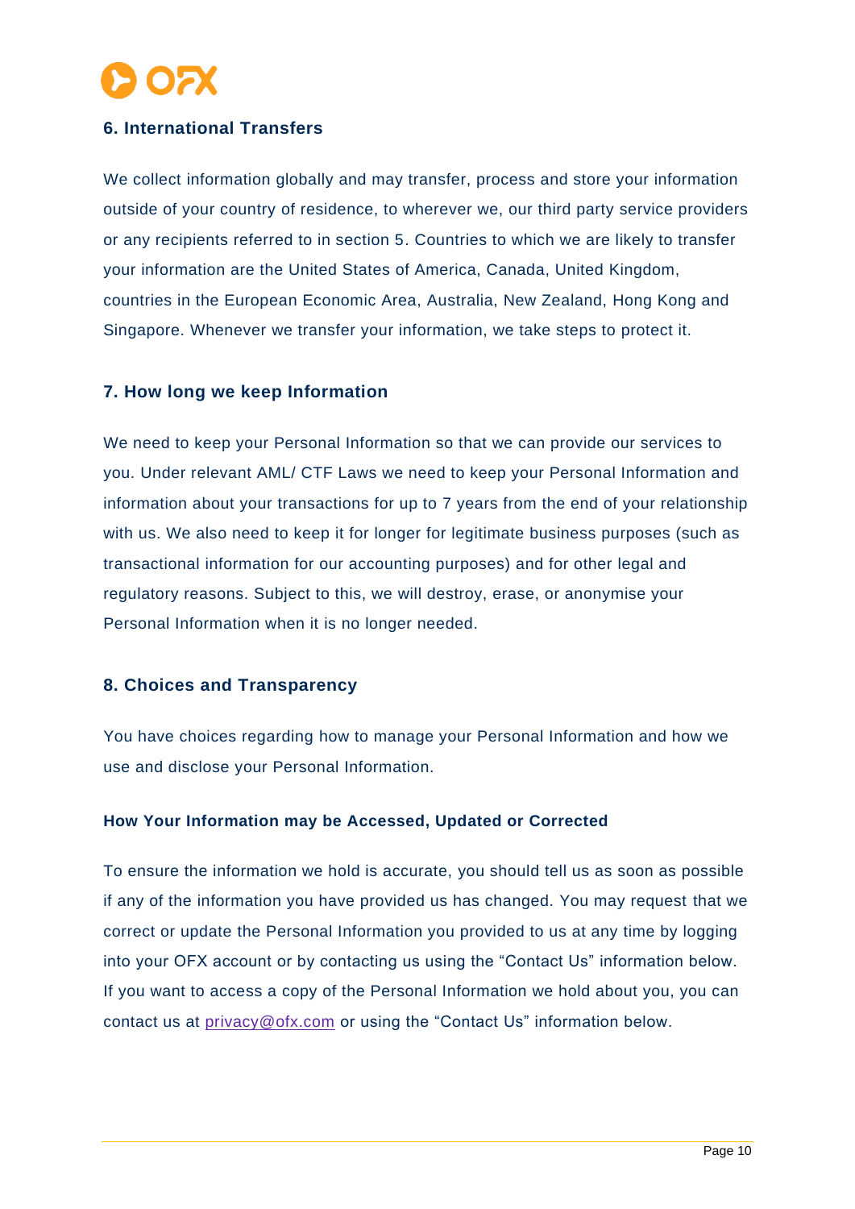## 6. International Transfers

We collect information globally and may transfer, process and store your information outside of your country of residence, to wherever we, our third party service providers or any recipients referred to in section 5. Countries to which we are likely to transfer your information are the United States of America, Canada, United Kingdom, countries in the European Economic Area, Australia, New Zealand, Hong Kong and Singapore. Whenever we transfer your information, we take steps to protect it.

## 7. How long we keep Information

We need to keep your Personal Information so that we can provide our services to you. Under relevant AML/ CTF Laws we need to keep your Personal Information and information about your transactions for up to 7 years from the end of your relationship with us. We also need to keep it for longer for legitimate business purposes (such as transactional information for our accounting purposes) and for other legal and regulatory reasons. Subject to this, we will destroy, erase, or anonymise your Personal Information when it is no longer needed.

## 8. Choices and Transparency

You have choices regarding how to manage your Personal Information and how we use and disclose your Personal Information.

### How Your Information may be Accessed, Updated or Corrected

To ensure the information we hold is accurate, you should tell us as soon as possible if any of the information you have provided us has changed. You may request that we correct or update the Personal Information you provided to us at any time by logging into your OFX account or by contacting us using the "Contact Us" information below. If you want to access a copy of the Personal Information we hold about you, you can contact us at privacy@ofx.com or using the "Contact Us" information below.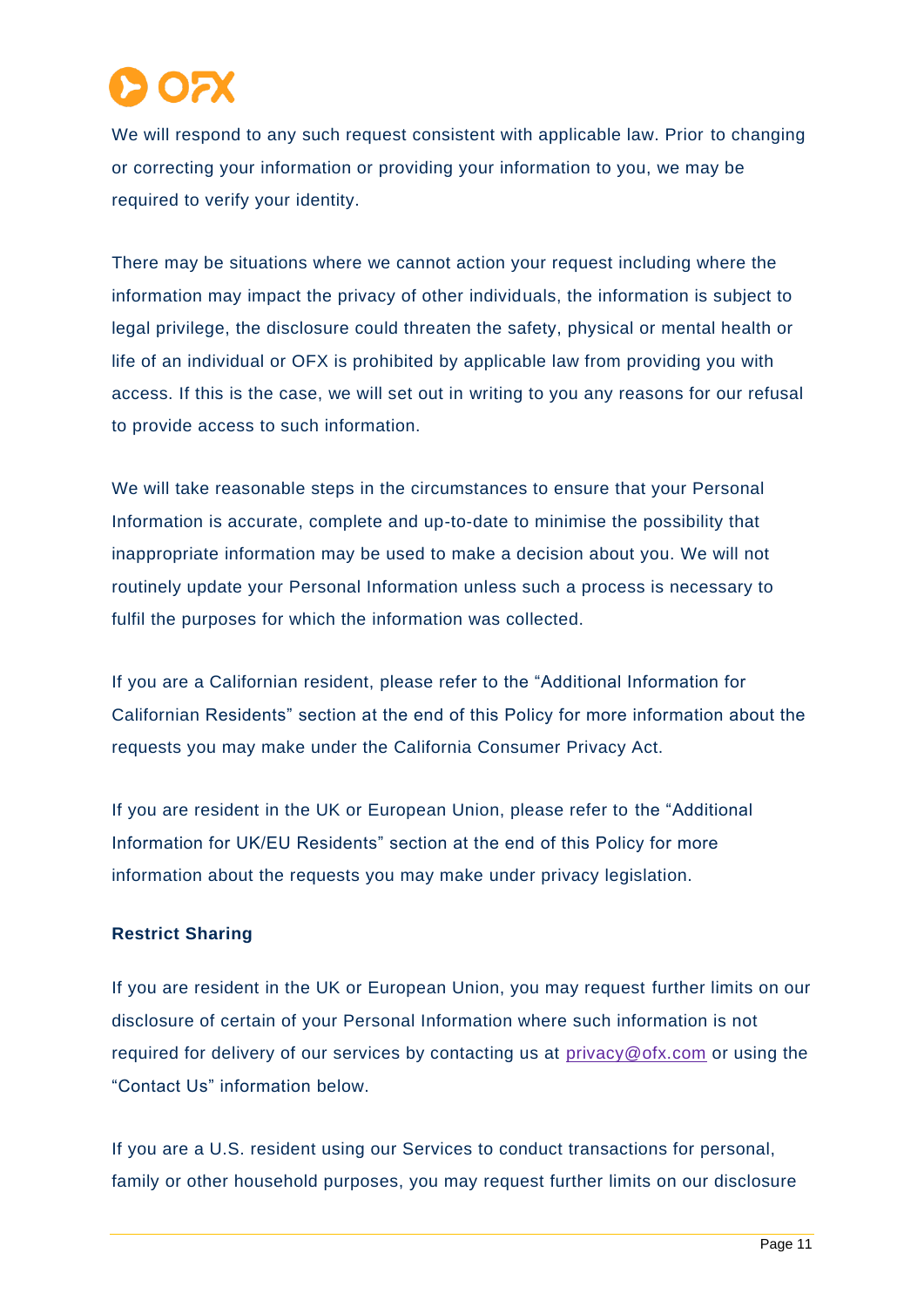We will respond to any such request consistent with applicable law. Prior to changing or correcting your information or providing your information to you, we may be required to verify your identity.

There may be situations where we cannot action your request including where the information may impact the privacy of other individuals, the information is subject to legal privilege, the disclosure could threaten the safety, physical or mental health or life of an individual or OFX is prohibited by applicable law from providing you with access. If this is the case, we will set out in writing to you any reasons for our refusal to provide access to such information.

We will take reasonable steps in the circumstances to ensure that your Personal Information is accurate, complete and up-to-date to minimise the possibility that inappropriate information may be used to make a decision about you. We will not routinely update your Personal Information unless such a process is necessary to fulfil the purposes for which the information was collected.

If you are a Californian resident, please refer to the “Additional Information for Californian Residents” section at the end of this Policy for more information about the requests you may make under the California Consumer Privacy Act.

If you are resident in the UK or European Union, please refer to the “Additional Information for UK/EU Residents” section at the end of this Policy for more information about the requests you may make under privacy legislation.

**Restrict Sharing**

If you are resident in the UK or European Union, you may request further limits on our disclosure of certain of your Personal Information where such information is not required for delivery of our services by contacting us at privacy@ofx.com or using the “Contact Us” information below.

If you are a U.S. resident using our Services to conduct transactions for personal, family or other household purposes, you may request further limits on our disclosure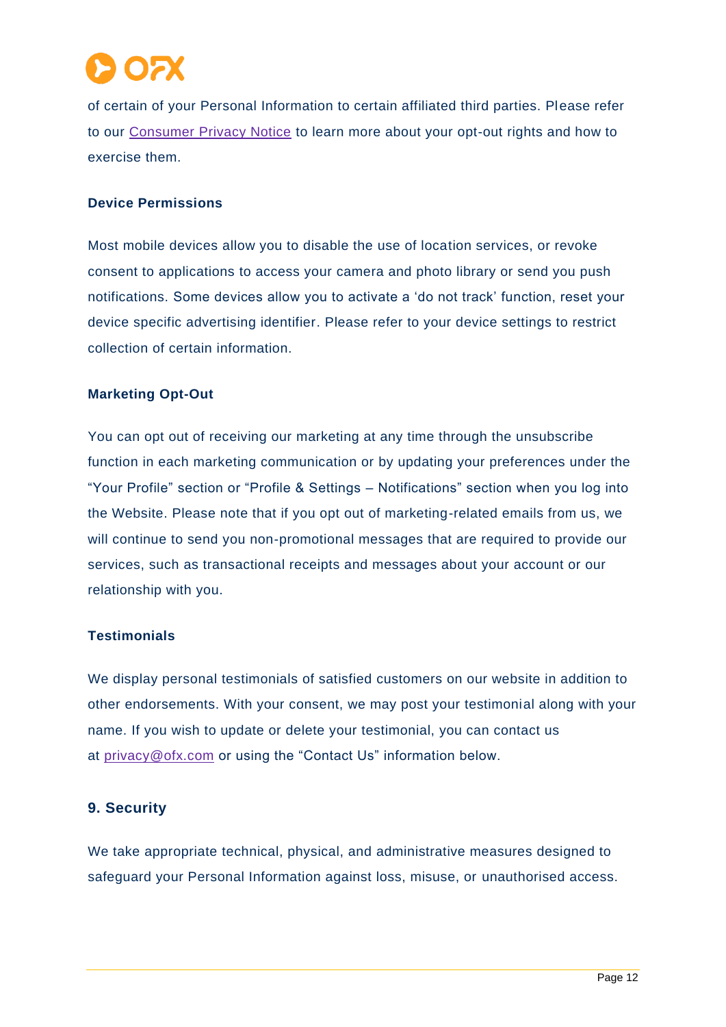of certain of your Personal Information to certain affiliated third parties. Please refer to our [Consumer Privacy Notice]() to learn more about your opt-out rights and how to exercise them.

### Device Permissions

Most mobile devices allow you to disable the use of location services, or revoke consent to applications to access your camera and photo library or send you push notifications. Some devices allow you to activate a 'do not track' function, reset your device specific advertising identifier. Please refer to your device settings to restrict collection of certain information.

### Marketing Opt-Out

You can opt out of receiving our marketing at any time through the unsubscribe function in each marketing communication or by updating your preferences under the "Your Profile" section or "Profile & Settings – Notifications" section when you log into the Website. Please note that if you opt out of marketing-related emails from us, we will continue to send you non-promotional messages that are required to provide our services, such as transactional receipts and messages about your account or our relationship with you.

### Testimonials

We display personal testimonials of satisfied customers on our website in addition to other endorsements. With your consent, we may post your testimonial along with your name. If you wish to update or delete your testimonial, you can contact us at privacy@ofx.com or using the "Contact Us" information below.

## 9. Security

We take appropriate technical, physical, and administrative measures designed to safeguard your Personal Information against loss, misuse, or unauthorised access.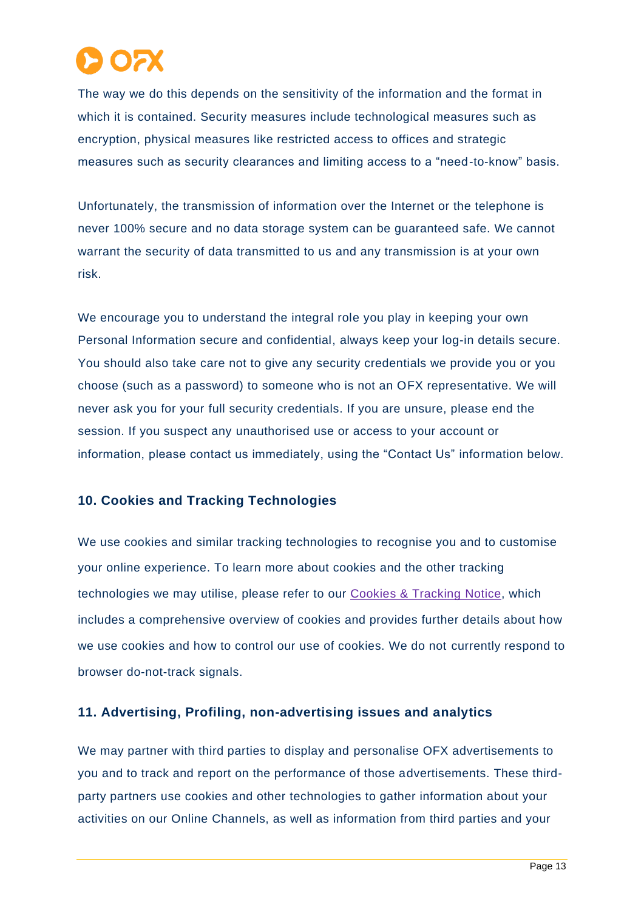The way we do this depends on the sensitivity of the information and the format in which it is contained. Security measures include technological measures such as encryption, physical measures like restricted access to offices and strategic measures such as security clearances and limiting access to a "need-to-know" basis.

Unfortunately, the transmission of information over the Internet or the telephone is never 100% secure and no data storage system can be guaranteed safe. We cannot warrant the security of data transmitted to us and any transmission is at your own risk.

We encourage you to understand the integral role you play in keeping your own Personal Information secure and confidential, always keep your log-in details secure. You should also take care not to give any security credentials we provide you or you choose (such as a password) to someone who is not an OFX representative. We will never ask you for your full security credentials. If you are unsure, please end the session. If you suspect any unauthorised use or access to your account or information, please contact us immediately, using the "Contact Us" information below.

### 10. Cookies and Tracking Technologies

We use cookies and similar tracking technologies to recognise you and to customise your online experience. To learn more about cookies and the other tracking technologies we may utilise, please refer to our Cookies & Tracking Notice, which includes a comprehensive overview of cookies and provides further details about how we use cookies and how to control our use of cookies. We do not currently respond to browser do-not-track signals.

### 11. Advertising, Profiling, non-advertising issues and analytics

We may partner with third parties to display and personalise OFX advertisements to you and to track and report on the performance of those advertisements. These third-party partners use cookies and other technologies to gather information about your activities on our Online Channels, as well as information from third parties and your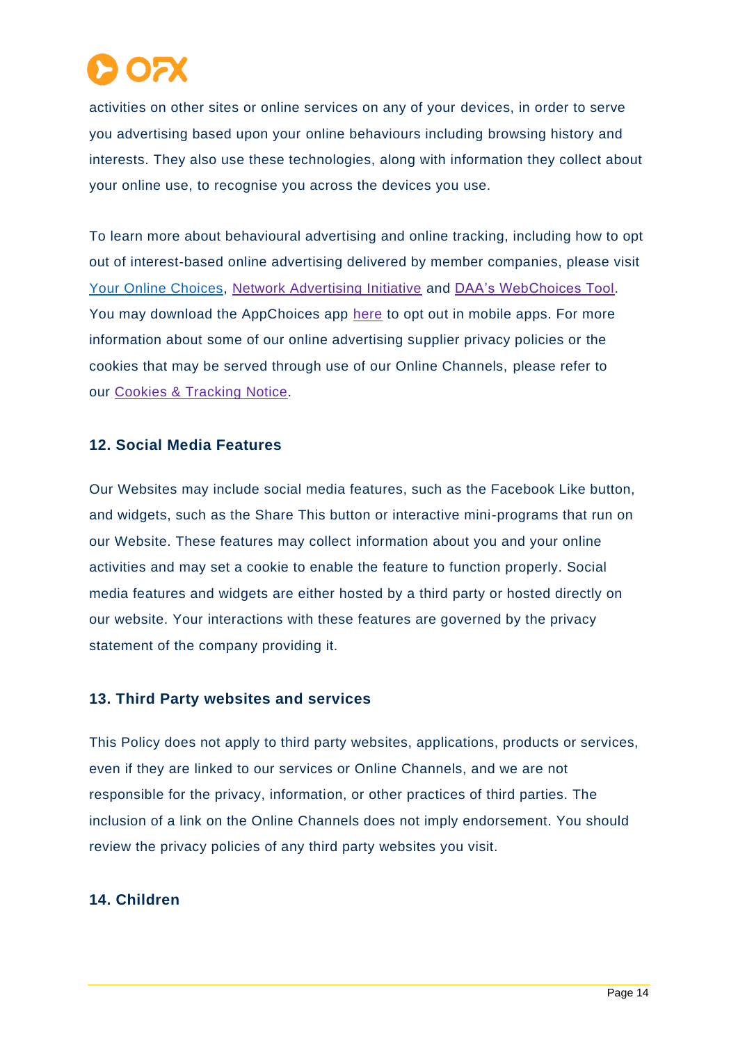activities on other sites or online services on any of your devices, in order to serve you advertising based upon your online behaviours including browsing history and interests. They also use these technologies, along with information they collect about your online use, to recognise you across the devices you use.

To learn more about behavioural advertising and online tracking, including how to opt out of interest-based online advertising delivered by member companies, please visit Your Online Choices, Network Advertising Initiative and DAA's WebChoices Tool. You may download the AppChoices app here to opt out in mobile apps. For more information about some of our online advertising supplier privacy policies or the cookies that may be served through use of our Online Channels, please refer to our Cookies & Tracking Notice.

## 12. Social Media Features

Our Websites may include social media features, such as the Facebook Like button, and widgets, such as the Share This button or interactive mini-programs that run on our Website. These features may collect information about you and your online activities and may set a cookie to enable the feature to function properly. Social media features and widgets are either hosted by a third party or hosted directly on our website. Your interactions with these features are governed by the privacy statement of the company providing it.

## 13. Third Party websites and services

This Policy does not apply to third party websites, applications, products or services, even if they are linked to our services or Online Channels, and we are not responsible for the privacy, information, or other practices of third parties. The inclusion of a link on the Online Channels does not imply endorsement. You should review the privacy policies of any third party websites you visit.

## 14. Children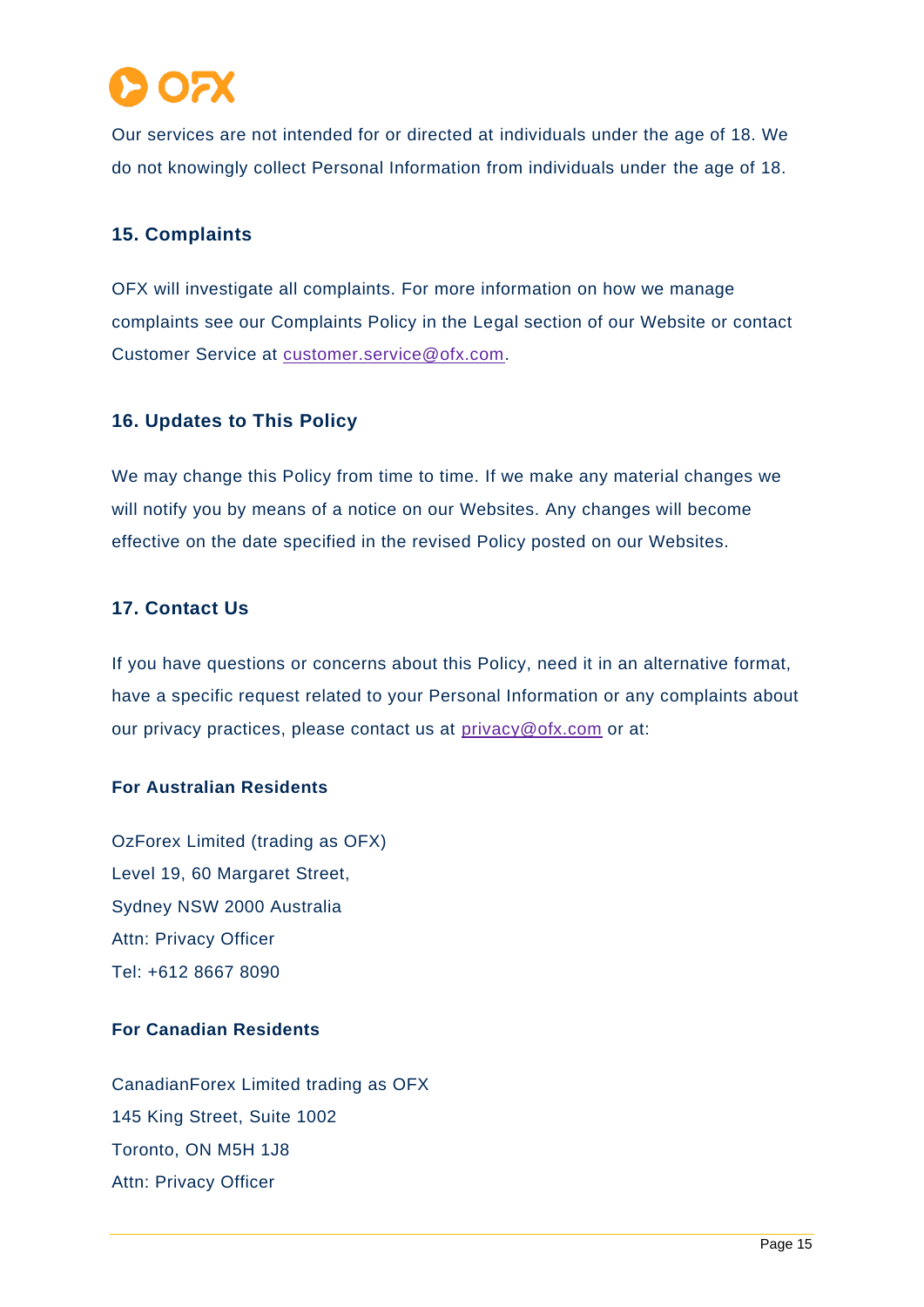Our services are not intended for or directed at individuals under the age of 18. We do not knowingly collect Personal Information from individuals under the age of 18.

## 15. Complaints

OFX will investigate all complaints. For more information on how we manage complaints see our Complaints Policy in the Legal section of our Website or contact Customer Service at customer.service@ofx.com.

## 16. Updates to This Policy

We may change this Policy from time to time. If we make any material changes we will notify you by means of a notice on our Websites. Any changes will become effective on the date specified in the revised Policy posted on our Websites.

## 17. Contact Us

If you have questions or concerns about this Policy, need it in an alternative format, have a specific request related to your Personal Information or any complaints about our privacy practices, please contact us at privacy@ofx.com or at:

**For Australian Residents**

OzForex Limited (trading as OFX)
Level 19, 60 Margaret Street,
Sydney NSW 2000 Australia
Attn: Privacy Officer
Tel: +612 8667 8090

**For Canadian Residents**

CanadianForex Limited trading as OFX
145 King Street, Suite 1002
Toronto, ON M5H 1J8
Attn: Privacy Officer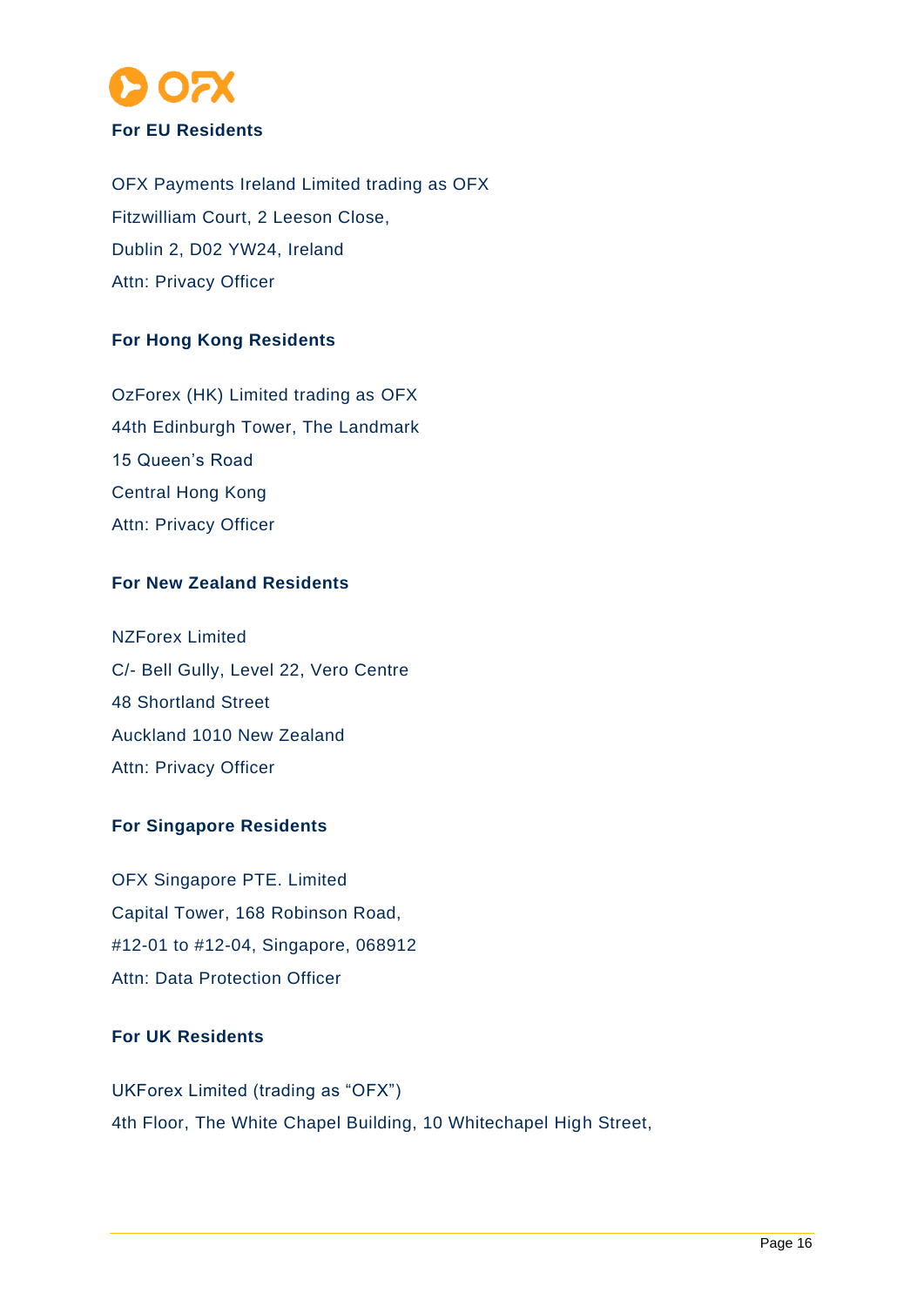**For EU Residents**

OFX Payments Ireland Limited trading as OFX
Fitzwilliam Court, 2 Leeson Close,
Dublin 2, D02 YW24, Ireland
Attn: Privacy Officer

**For Hong Kong Residents**

OzForex (HK) Limited trading as OFX
44th Edinburgh Tower, The Landmark
15 Queen's Road
Central Hong Kong
Attn: Privacy Officer

**For New Zealand Residents**

NZForex Limited
C/- Bell Gully, Level 22, Vero Centre
48 Shortland Street
Auckland 1010 New Zealand
Attn: Privacy Officer

**For Singapore Residents**

OFX Singapore PTE. Limited
Capital Tower, 168 Robinson Road,
#12-01 to #12-04, Singapore, 068912
Attn: Data Protection Officer

**For UK Residents**

UKForex Limited (trading as "OFX")
4th Floor, The White Chapel Building, 10 Whitechapel High Street,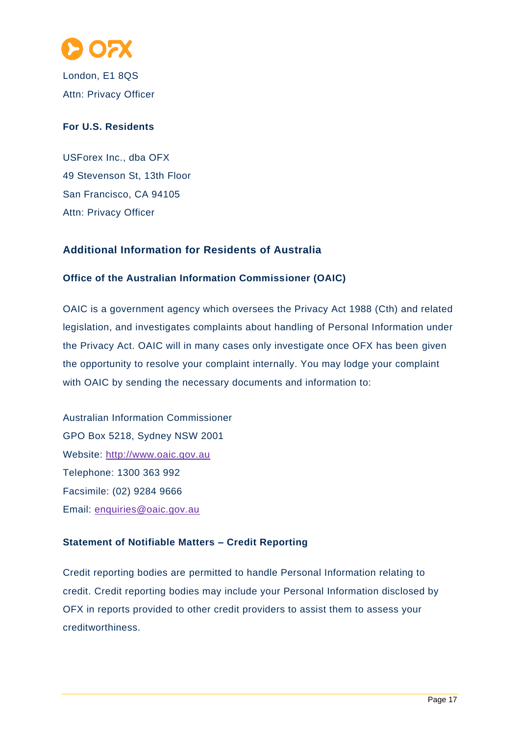London, E1 8QS
Attn: Privacy Officer

**For U.S. Residents**

USForex Inc., dba OFX
49 Stevenson St, 13th Floor
San Francisco, CA 94105
Attn: Privacy Officer

## Additional Information for Residents of Australia

### Office of the Australian Information Commissioner (OAIC)

OAIC is a government agency which oversees the Privacy Act 1988 (Cth) and related legislation, and investigates complaints about handling of Personal Information under the Privacy Act. OAIC will in many cases only investigate once OFX has been given the opportunity to resolve your complaint internally. You may lodge your complaint with OAIC by sending the necessary documents and information to:

Australian Information Commissioner
GPO Box 5218, Sydney NSW 2001
Website: http://www.oaic.gov.au
Telephone: 1300 363 992
Facsimile: (02) 9284 9666
Email: enquiries@oaic.gov.au

### Statement of Notifiable Matters – Credit Reporting

Credit reporting bodies are permitted to handle Personal Information relating to credit. Credit reporting bodies may include your Personal Information disclosed by OFX in reports provided to other credit providers to assist them to assess your creditworthiness.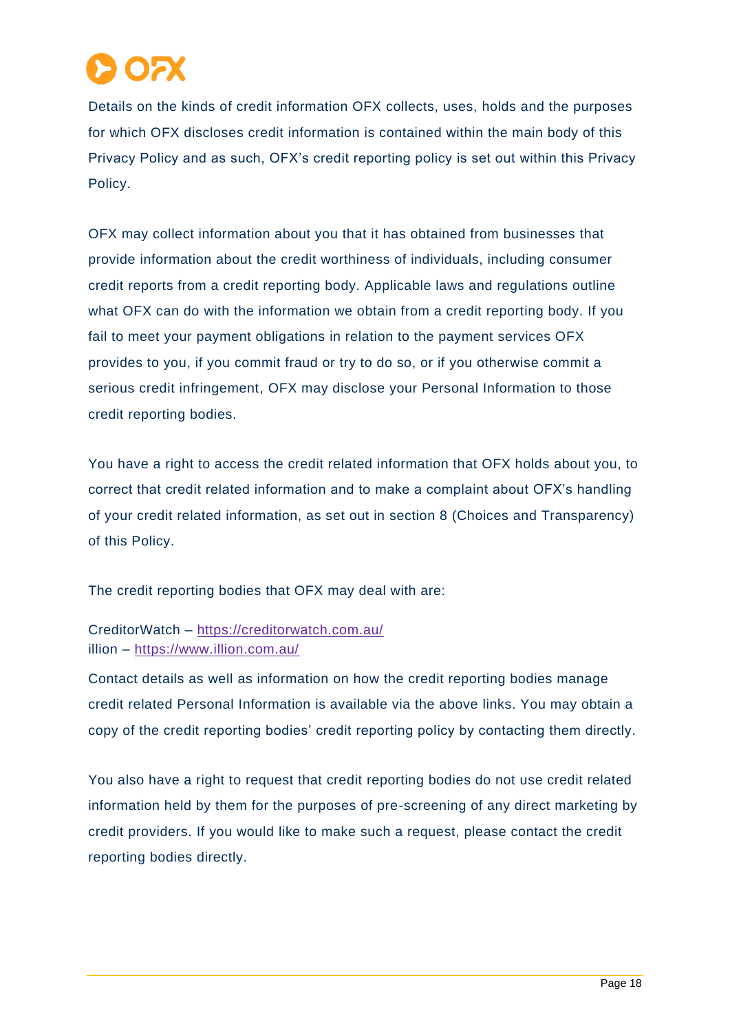Details on the kinds of credit information OFX collects, uses, holds and the purposes for which OFX discloses credit information is contained within the main body of this Privacy Policy and as such, OFX's credit reporting policy is set out within this Privacy Policy.

OFX may collect information about you that it has obtained from businesses that provide information about the credit worthiness of individuals, including consumer credit reports from a credit reporting body. Applicable laws and regulations outline what OFX can do with the information we obtain from a credit reporting body. If you fail to meet your payment obligations in relation to the payment services OFX provides to you, if you commit fraud or try to do so, or if you otherwise commit a serious credit infringement, OFX may disclose your Personal Information to those credit reporting bodies.

You have a right to access the credit related information that OFX holds about you, to correct that credit related information and to make a complaint about OFX's handling of your credit related information, as set out in section 8 (Choices and Transparency) of this Policy.

The credit reporting bodies that OFX may deal with are:

CreditorWatch – [https://creditorwatch.com.au/](https://creditorwatch.com.au/)
illion – [https://www.illion.com.au/](https://www.illion.com.au/)

Contact details as well as information on how the credit reporting bodies manage credit related Personal Information is available via the above links. You may obtain a copy of the credit reporting bodies' credit reporting policy by contacting them directly.

You also have a right to request that credit reporting bodies do not use credit related information held by them for the purposes of pre-screening of any direct marketing by credit providers. If you would like to make such a request, please contact the credit reporting bodies directly.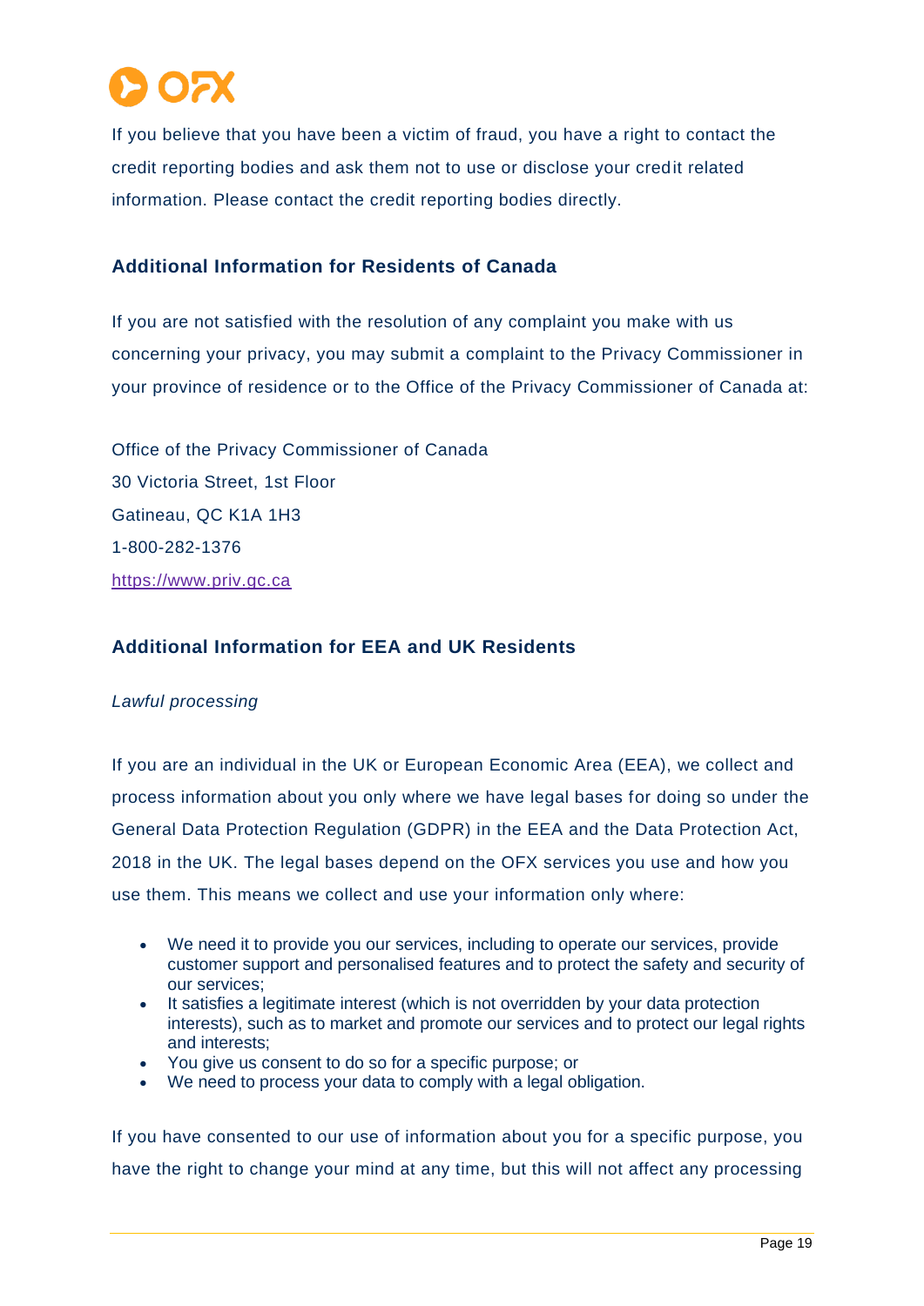If you believe that you have been a victim of fraud, you have a right to contact the credit reporting bodies and ask them not to use or disclose your credit related information. Please contact the credit reporting bodies directly.

## Additional Information for Residents of Canada

If you are not satisfied with the resolution of any complaint you make with us concerning your privacy, you may submit a complaint to the Privacy Commissioner in your province of residence or to the Office of the Privacy Commissioner of Canada at:

Office of the Privacy Commissioner of Canada
30 Victoria Street, 1st Floor
Gatineau, QC K1A 1H3
1-800-282-1376
https://www.priv.gc.ca

## Additional Information for EEA and UK Residents

*Lawful processing*

If you are an individual in the UK or European Economic Area (EEA), we collect and process information about you only where we have legal bases for doing so under the General Data Protection Regulation (GDPR) in the EEA and the Data Protection Act, 2018 in the UK. The legal bases depend on the OFX services you use and how you use them. This means we collect and use your information only where:

- We need it to provide you our services, including to operate our services, provide customer support and personalised features and to protect the safety and security of our services;
- It satisfies a legitimate interest (which is not overridden by your data protection interests), such as to market and promote our services and to protect our legal rights and interests;
- You give us consent to do so for a specific purpose; or
- We need to process your data to comply with a legal obligation.

If you have consented to our use of information about you for a specific purpose, you have the right to change your mind at any time, but this will not affect any processing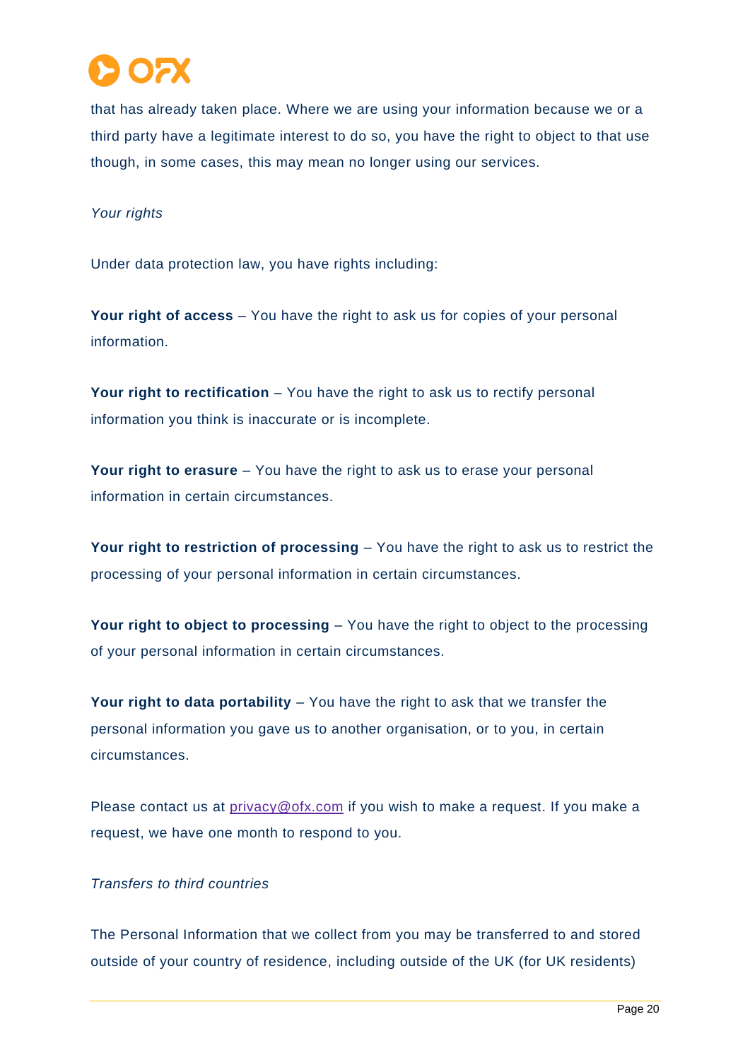that has already taken place. Where we are using your information because we or a third party have a legitimate interest to do so, you have the right to object to that use though, in some cases, this may mean no longer using our services.

*Your rights*

Under data protection law, you have rights including:

**Your right of access** – You have the right to ask us for copies of your personal information.

**Your right to rectification** – You have the right to ask us to rectify personal information you think is inaccurate or is incomplete.

**Your right to erasure** – You have the right to ask us to erase your personal information in certain circumstances.

**Your right to restriction of processing** – You have the right to ask us to restrict the processing of your personal information in certain circumstances.

**Your right to object to processing** – You have the right to object to the processing of your personal information in certain circumstances.

**Your right to data portability** – You have the right to ask that we transfer the personal information you gave us to another organisation, or to you, in certain circumstances.

Please contact us at privacy@ofx.com if you wish to make a request. If you make a request, we have one month to respond to you.

*Transfers to third countries*

The Personal Information that we collect from you may be transferred to and stored outside of your country of residence, including outside of the UK (for UK residents)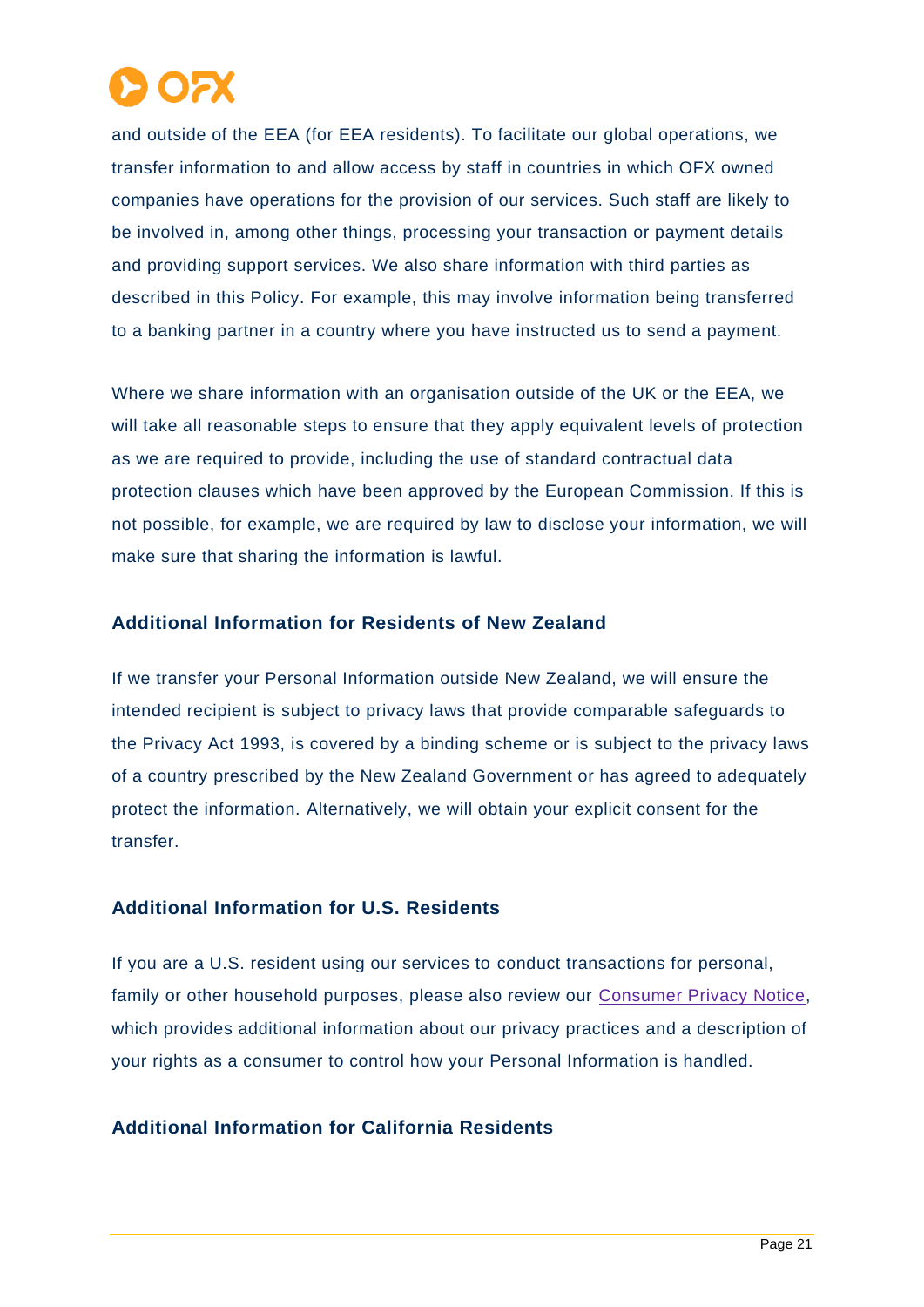and outside of the EEA (for EEA residents). To facilitate our global operations, we transfer information to and allow access by staff in countries in which OFX owned companies have operations for the provision of our services. Such staff are likely to be involved in, among other things, processing your transaction or payment details and providing support services. We also share information with third parties as described in this Policy. For example, this may involve information being transferred to a banking partner in a country where you have instructed us to send a payment.

Where we share information with an organisation outside of the UK or the EEA, we will take all reasonable steps to ensure that they apply equivalent levels of protection as we are required to provide, including the use of standard contractual data protection clauses which have been approved by the European Commission. If this is not possible, for example, we are required by law to disclose your information, we will make sure that sharing the information is lawful.

### Additional Information for Residents of New Zealand

If we transfer your Personal Information outside New Zealand, we will ensure the intended recipient is subject to privacy laws that provide comparable safeguards to the Privacy Act 1993, is covered by a binding scheme or is subject to the privacy laws of a country prescribed by the New Zealand Government or has agreed to adequately protect the information. Alternatively, we will obtain your explicit consent for the transfer.

### Additional Information for U.S. Residents

If you are a U.S. resident using our services to conduct transactions for personal, family or other household purposes, please also review our Consumer Privacy Notice, which provides additional information about our privacy practices and a description of your rights as a consumer to control how your Personal Information is handled.

### Additional Information for California Residents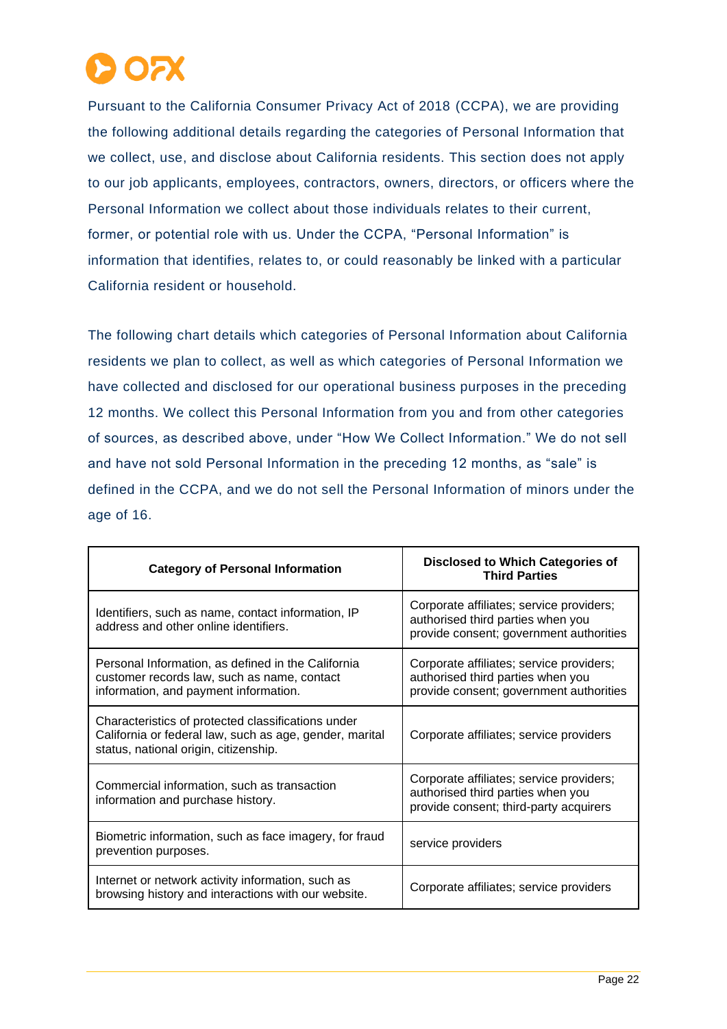Pursuant to the California Consumer Privacy Act of 2018 (CCPA), we are providing the following additional details regarding the categories of Personal Information that we collect, use, and disclose about California residents. This section does not apply to our job applicants, employees, contractors, owners, directors, or officers where the Personal Information we collect about those individuals relates to their current, former, or potential role with us. Under the CCPA, "Personal Information" is information that identifies, relates to, or could reasonably be linked with a particular California resident or household.

The following chart details which categories of Personal Information about California residents we plan to collect, as well as which categories of Personal Information we have collected and disclosed for our operational business purposes in the preceding 12 months. We collect this Personal Information from you and from other categories of sources, as described above, under "How We Collect Information." We do not sell and have not sold Personal Information in the preceding 12 months, as "sale" is defined in the CCPA, and we do not sell the Personal Information of minors under the age of 16.

| Category of Personal Information | Disclosed to Which Categories of Third Parties |
|---|---|
| Identifiers, such as name, contact information, IP address and other online identifiers. | Corporate affiliates; service providers; authorised third parties when you provide consent; government authorities |
| Personal Information, as defined in the California customer records law, such as name, contact information, and payment information. | Corporate affiliates; service providers; authorised third parties when you provide consent; government authorities |
| Characteristics of protected classifications under California or federal law, such as age, gender, marital status, national origin, citizenship. | Corporate affiliates; service providers |
| Commercial information, such as transaction information and purchase history. | Corporate affiliates; service providers; authorised third parties when you provide consent; third-party acquirers |
| Biometric information, such as face imagery, for fraud prevention purposes. | service providers |
| Internet or network activity information, such as browsing history and interactions with our website. | Corporate affiliates; service providers |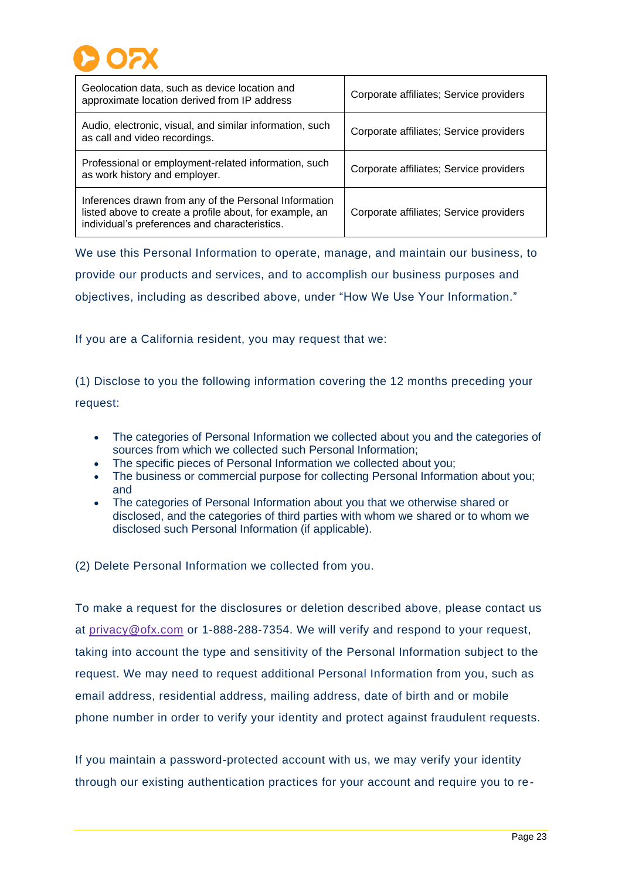| | |
|---|---|
| Geolocation data, such as device location and approximate location derived from IP address | Corporate affiliates; Service providers |
| Audio, electronic, visual, and similar information, such as call and video recordings. | Corporate affiliates; Service providers |
| Professional or employment-related information, such as work history and employer. | Corporate affiliates; Service providers |
| Inferences drawn from any of the Personal Information listed above to create a profile about, for example, an individual's preferences and characteristics. | Corporate affiliates; Service providers |

We use this Personal Information to operate, manage, and maintain our business, to provide our products and services, and to accomplish our business purposes and objectives, including as described above, under "How We Use Your Information."

If you are a California resident, you may request that we:

(1) Disclose to you the following information covering the 12 months preceding your request:

- The categories of Personal Information we collected about you and the categories of sources from which we collected such Personal Information;
- The specific pieces of Personal Information we collected about you;
- The business or commercial purpose for collecting Personal Information about you; and
- The categories of Personal Information about you that we otherwise shared or disclosed, and the categories of third parties with whom we shared or to whom we disclosed such Personal Information (if applicable).

(2) Delete Personal Information we collected from you.

To make a request for the disclosures or deletion described above, please contact us at privacy@ofx.com or 1-888-288-7354. We will verify and respond to your request, taking into account the type and sensitivity of the Personal Information subject to the request. We may need to request additional Personal Information from you, such as email address, residential address, mailing address, date of birth and or mobile phone number in order to verify your identity and protect against fraudulent requests.

If you maintain a password-protected account with us, we may verify your identity through our existing authentication practices for your account and require you to re-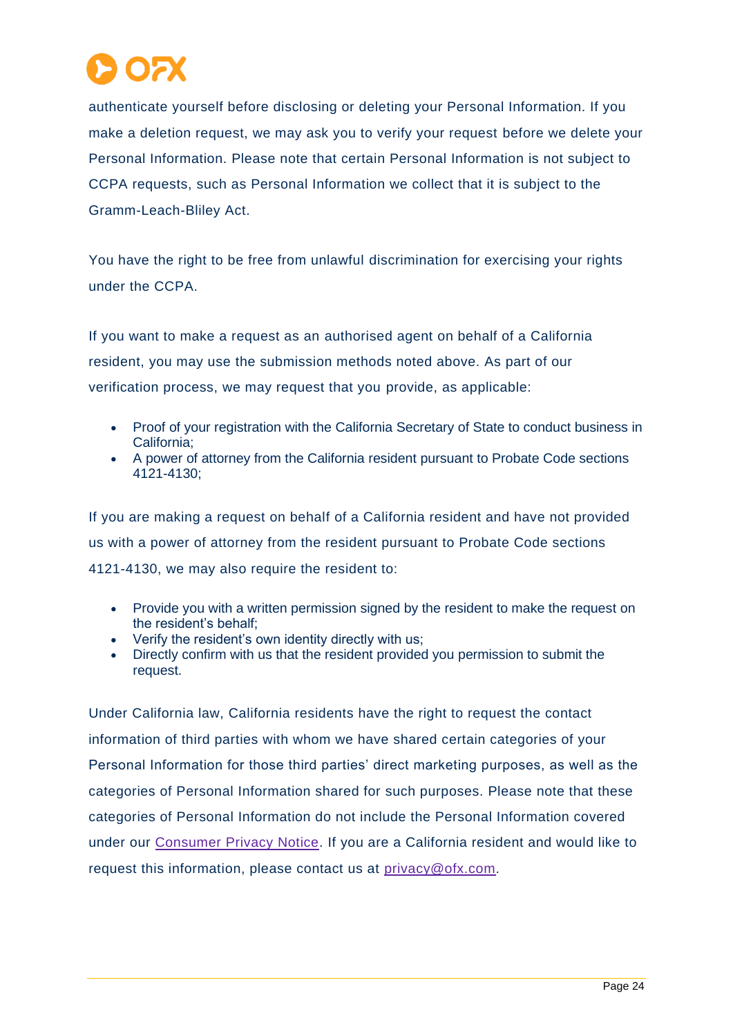authenticate yourself before disclosing or deleting your Personal Information. If you make a deletion request, we may ask you to verify your request before we delete your Personal Information. Please note that certain Personal Information is not subject to CCPA requests, such as Personal Information we collect that it is subject to the Gramm-Leach-Bliley Act.

You have the right to be free from unlawful discrimination for exercising your rights under the CCPA.

If you want to make a request as an authorised agent on behalf of a California resident, you may use the submission methods noted above. As part of our verification process, we may request that you provide, as applicable:

- Proof of your registration with the California Secretary of State to conduct business in California;
- A power of attorney from the California resident pursuant to Probate Code sections 4121-4130;

If you are making a request on behalf of a California resident and have not provided us with a power of attorney from the resident pursuant to Probate Code sections 4121-4130, we may also require the resident to:

- Provide you with a written permission signed by the resident to make the request on the resident's behalf;
- Verify the resident's own identity directly with us;
- Directly confirm with us that the resident provided you permission to submit the request.

Under California law, California residents have the right to request the contact information of third parties with whom we have shared certain categories of your Personal Information for those third parties' direct marketing purposes, as well as the categories of Personal Information shared for such purposes. Please note that these categories of Personal Information do not include the Personal Information covered under our Consumer Privacy Notice. If you are a California resident and would like to request this information, please contact us at privacy@ofx.com.